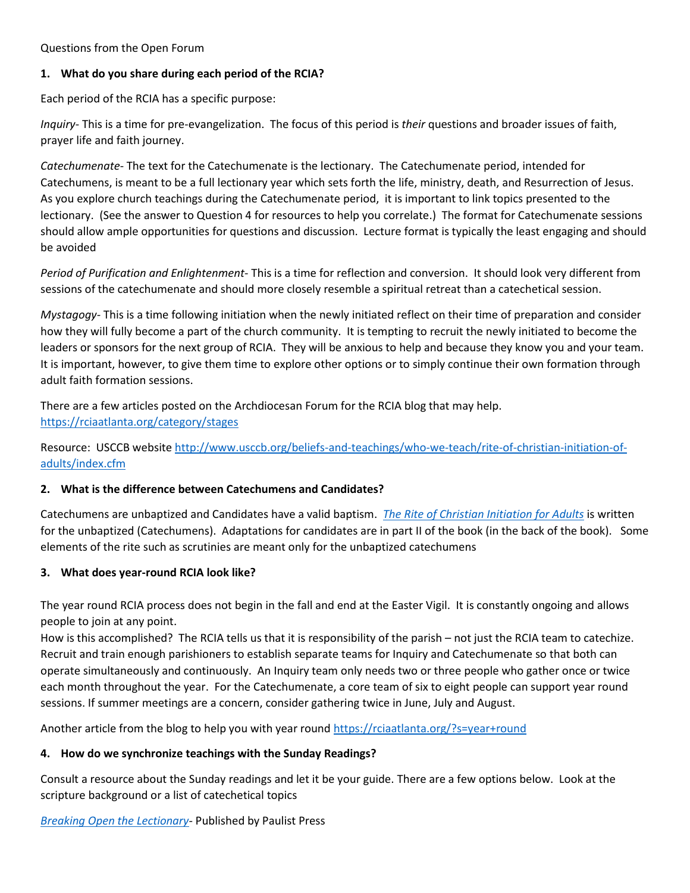Questions from the Open Forum

## 1. What do you share during each period of the RCIA?

Each period of the RCIA has a specific purpose:

*Inquiry*- This is a time for pre-evangelization. The focus of this period is *their* questions and broader issues of faith, prayer life and faith journey.

*Catechumenate*- The text for the Catechumenate is the lectionary. The Catechumenate period, intended for Catechumens, is meant to be a full lectionary year which sets forth the life, ministry, death, and Resurrection of Jesus. As you explore church teachings during the Catechumenate period, it is important to link topics presented to the lectionary. (See the answer to Question 4 for resources to help you correlate.) The format for Catechumenate sessions should allow ample opportunities for questions and discussion. Lecture format is typically the least engaging and should be avoided

*Period of Purification and Enlightenment*- This is a time for reflection and conversion. It should look very different from sessions of the catechumenate and should more closely resemble a spiritual retreat than a catechetical session.

*Mystagogy*- This is a time following initiation when the newly initiated reflect on their time of preparation and consider how they will fully become a part of the church community. It is tempting to recruit the newly initiated to become the leaders or sponsors for the next group of RCIA. They will be anxious to help and because they know you and your team. It is important, however, to give them time to explore other options or to simply continue their own formation through adult faith formation sessions.

There are a few articles posted on the Archdiocesan Forum for the RCIA blog that may help. https://rciaatlanta.org/category/stages

Resource: USCCB website http://www.usccb.org/beliefs-and-teachings/who-we-teach/rite-of-christian-initiation-of-adults/index.cfm

## 2. What is the difference between Catechumens and Candidates?

Catechumens are unbaptized and Candidates have a valid baptism. *The Rite of Christian Initiation for Adults* is written for the unbaptized (Catechumens). Adaptations for candidates are in part II of the book (in the back of the book). Some elements of the rite such as scrutinies are meant only for the unbaptized catechumens

## 3. What does year-round RCIA look like?

The year round RCIA process does not begin in the fall and end at the Easter Vigil. It is constantly ongoing and allows people to join at any point.
How is this accomplished? The RCIA tells us that it is responsibility of the parish – not just the RCIA team to catechize. Recruit and train enough parishioners to establish separate teams for Inquiry and Catechumenate so that both can operate simultaneously and continuously. An Inquiry team only needs two or three people who gather once or twice each month throughout the year. For the Catechumenate, a core team of six to eight people can support year round sessions. If summer meetings are a concern, consider gathering twice in June, July and August.

Another article from the blog to help you with year round https://rciaatlanta.org/?s=year+round

## 4. How do we synchronize teachings with the Sunday Readings?

Consult a resource about the Sunday readings and let it be your guide. There are a few options below. Look at the scripture background or a list of catechetical topics

*Breaking Open the Lectionary*- Published by Paulist Press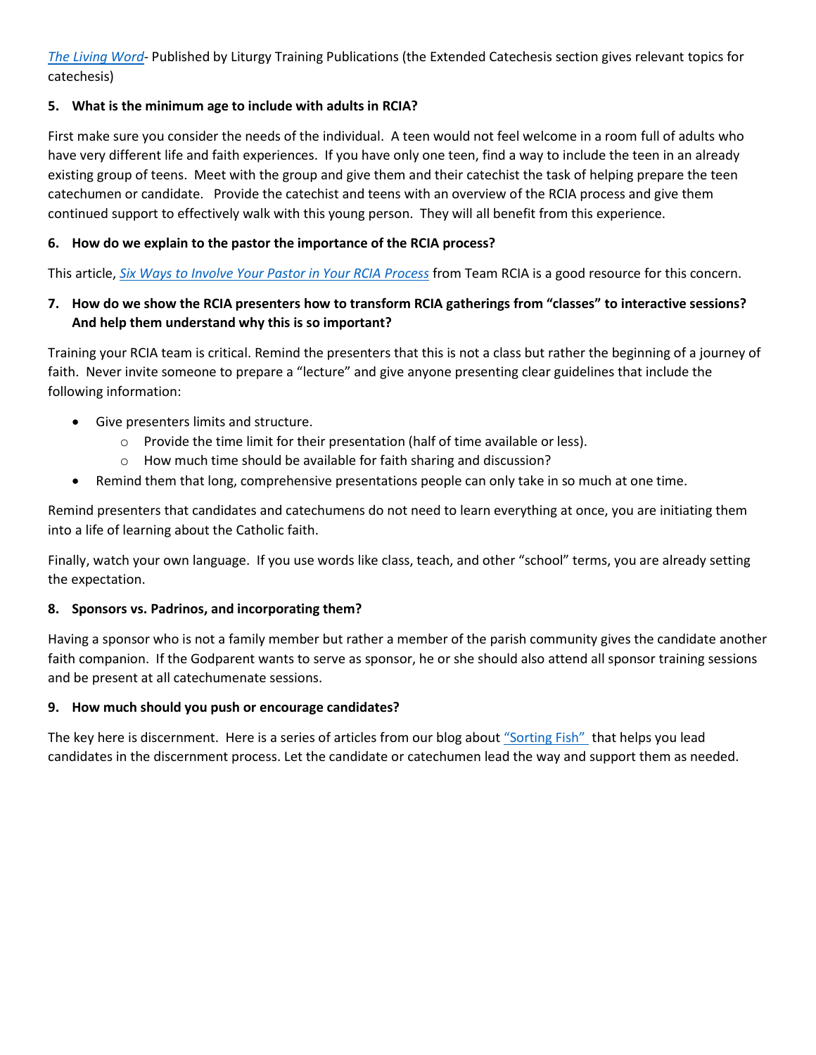*The Living Word*- Published by Liturgy Training Publications (the Extended Catechesis section gives relevant topics for catechesis)

**5. What is the minimum age to include with adults in RCIA?**

First make sure you consider the needs of the individual. A teen would not feel welcome in a room full of adults who have very different life and faith experiences. If you have only one teen, find a way to include the teen in an already existing group of teens. Meet with the group and give them and their catechist the task of helping prepare the teen catechumen or candidate. Provide the catechist and teens with an overview of the RCIA process and give them continued support to effectively walk with this young person. They will all benefit from this experience.

**6. How do we explain to the pastor the importance of the RCIA process?**

This article, *Six Ways to Involve Your Pastor in Your RCIA Process* from Team RCIA is a good resource for this concern.

**7. How do we show the RCIA presenters how to transform RCIA gatherings from "classes" to interactive sessions? And help them understand why this is so important?**

Training your RCIA team is critical. Remind the presenters that this is not a class but rather the beginning of a journey of faith. Never invite someone to prepare a "lecture" and give anyone presenting clear guidelines that include the following information:

- Give presenters limits and structure.
  - Provide the time limit for their presentation (half of time available or less).
  - How much time should be available for faith sharing and discussion?
- Remind them that long, comprehensive presentations people can only take in so much at one time.

Remind presenters that candidates and catechumens do not need to learn everything at once, you are initiating them into a life of learning about the Catholic faith.

Finally, watch your own language. If you use words like class, teach, and other "school" terms, you are already setting the expectation.

**8. Sponsors vs. Padrinos, and incorporating them?**

Having a sponsor who is not a family member but rather a member of the parish community gives the candidate another faith companion. If the Godparent wants to serve as sponsor, he or she should also attend all sponsor training sessions and be present at all catechumenate sessions.

**9. How much should you push or encourage candidates?**

The key here is discernment. Here is a series of articles from our blog about "Sorting Fish" that helps you lead candidates in the discernment process. Let the candidate or catechumen lead the way and support them as needed.